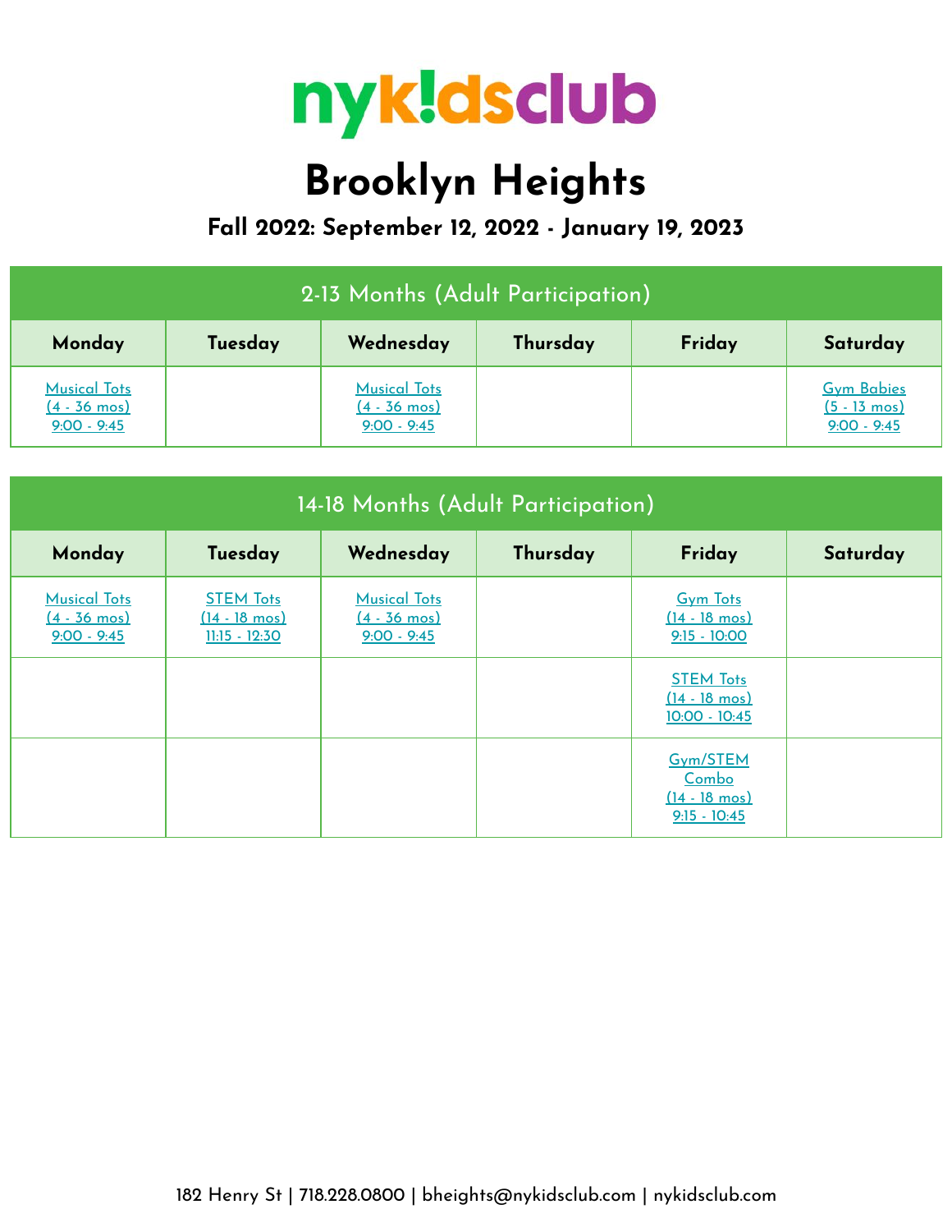# nyk!dsclub

# Brooklyn Heights

## Fall 2022: September 12, 2022 - January 19, 2023

| 2-13 Months (Adult Participation) | | | | | |
|---|---|---|---|---|---|
| **Monday** | **Tuesday** | **Wednesday** | **Thursday** | **Friday** | **Saturday** |
| Musical Tots (4 - 36 mos) 9:00 - 9:45 | | Musical Tots (4 - 36 mos) 9:00 - 9:45 | | | Gym Babies (5 - 13 mos) 9:00 - 9:45 |

| 14-18 Months (Adult Participation) | | | | | |
|---|---|---|---|---|---|
| **Monday** | **Tuesday** | **Wednesday** | **Thursday** | **Friday** | **Saturday** |
| Musical Tots (4 - 36 mos) 9:00 - 9:45 | STEM Tots (14 - 18 mos) 11:15 - 12:30 | Musical Tots (4 - 36 mos) 9:00 - 9:45 | | Gym Tots (14 - 18 mos) 9:15 - 10:00 | |
| | | | | STEM Tots (14 - 18 mos) 10:00 - 10:45 | |
| | | | | Gym/STEM Combo (14 - 18 mos) 9:15 - 10:45 | |

182 Henry St | 718.228.0800 | bheights@nykidsclub.com | nykidsclub.com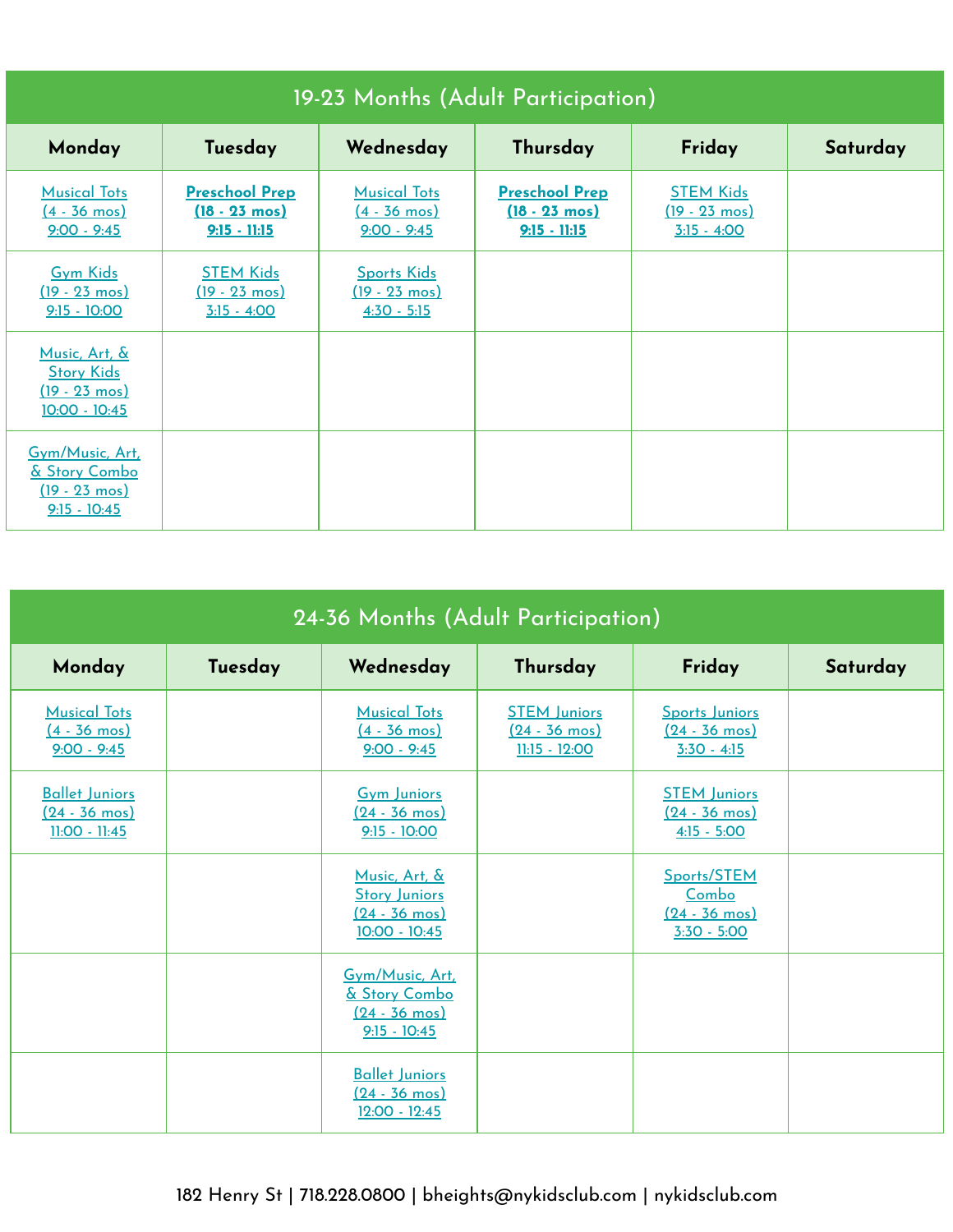## 19-23 Months (Adult Participation)

| Monday | Tuesday | Wednesday | Thursday | Friday | Saturday |
|---|---|---|---|---|---|
| Musical Tots (4 - 36 mos) 9:00 - 9:45 | **Preschool Prep (18 - 23 mos) 9:15 - 11:15** | Musical Tots (4 - 36 mos) 9:00 - 9:45 | **Preschool Prep (18 - 23 mos) 9:15 - 11:15** | STEM Kids (19 - 23 mos) 3:15 - 4:00 | |
| Gym Kids (19 - 23 mos) 9:15 - 10:00 | STEM Kids (19 - 23 mos) 3:15 - 4:00 | Sports Kids (19 - 23 mos) 4:30 - 5:15 | | | |
| Music, Art, & Story Kids (19 - 23 mos) 10:00 - 10:45 | | | | | |
| Gym/Music, Art, & Story Combo (19 - 23 mos) 9:15 - 10:45 | | | | | |

## 24-36 Months (Adult Participation)

| Monday | Tuesday | Wednesday | Thursday | Friday | Saturday |
|---|---|---|---|---|---|
| Musical Tots (4 - 36 mos) 9:00 - 9:45 | | Musical Tots (4 - 36 mos) 9:00 - 9:45 | STEM Juniors (24 - 36 mos) 11:15 - 12:00 | Sports Juniors (24 - 36 mos) 3:30 - 4:15 | |
| Ballet Juniors (24 - 36 mos) 11:00 - 11:45 | | Gym Juniors (24 - 36 mos) 9:15 - 10:00 | | STEM Juniors (24 - 36 mos) 4:15 - 5:00 | |
| | | Music, Art, & Story Juniors (24 - 36 mos) 10:00 - 10:45 | | Sports/STEM Combo (24 - 36 mos) 3:30 - 5:00 | |
| | | Gym/Music, Art, & Story Combo (24 - 36 mos) 9:15 - 10:45 | | | |
| | | Ballet Juniors (24 - 36 mos) 12:00 - 12:45 | | | |

182 Henry St | 718.228.0800 | bheights@nykidsclub.com | nykidsclub.com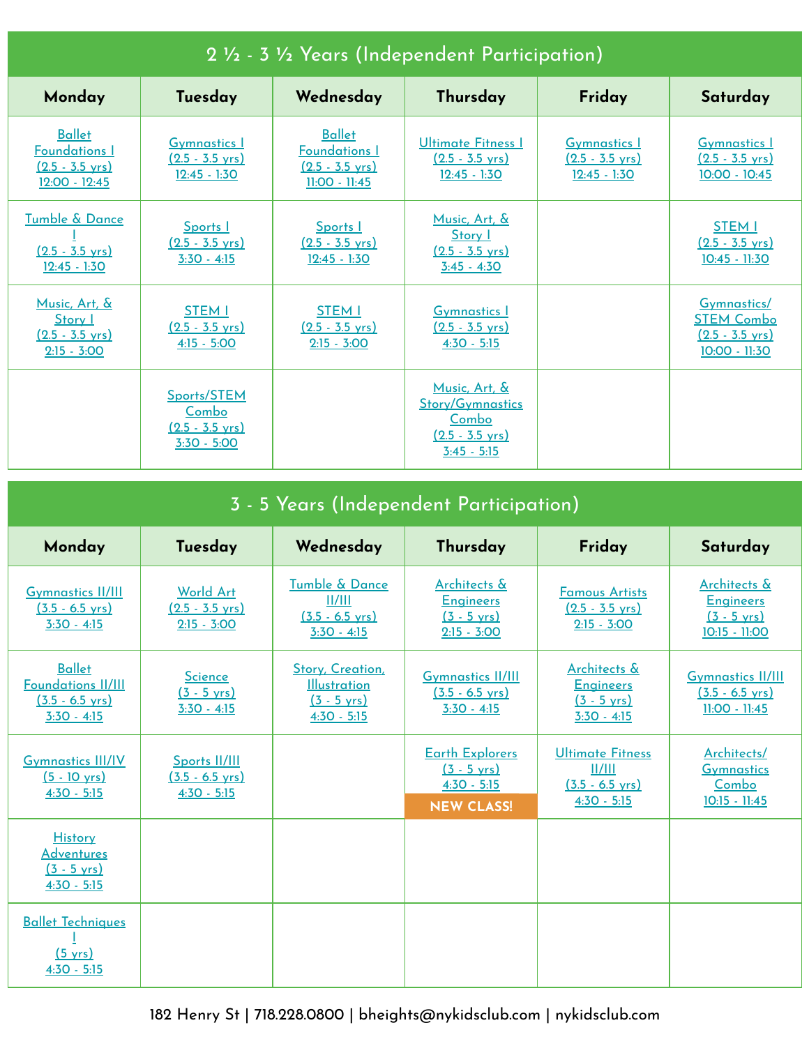## 2 ½ - 3 ½ Years (Independent Participation)

| Monday | Tuesday | Wednesday | Thursday | Friday | Saturday |
| --- | --- | --- | --- | --- | --- |
| Ballet Foundations I (2.5 - 3.5 yrs) 12:00 - 12:45 | Gymnastics I (2.5 - 3.5 yrs) 12:45 - 1:30 | Ballet Foundations I (2.5 - 3.5 yrs) 11:00 - 11:45 | Ultimate Fitness I (2.5 - 3.5 yrs) 12:45 - 1:30 | Gymnastics I (2.5 - 3.5 yrs) 12:45 - 1:30 | Gymnastics I (2.5 - 3.5 yrs) 10:00 - 10:45 |
| Tumble & Dance I (2.5 - 3.5 yrs) 12:45 - 1:30 | Sports I (2.5 - 3.5 yrs) 3:30 - 4:15 | Sports I (2.5 - 3.5 yrs) 12:45 - 1:30 | Music, Art, & Story I (2.5 - 3.5 yrs) 3:45 - 4:30 | | STEM I (2.5 - 3.5 yrs) 10:45 - 11:30 |
| Music, Art, & Story I (2.5 - 3.5 yrs) 2:15 - 3:00 | STEM I (2.5 - 3.5 yrs) 4:15 - 5:00 | STEM I (2.5 - 3.5 yrs) 2:15 - 3:00 | Gymnastics I (2.5 - 3.5 yrs) 4:30 - 5:15 | | Gymnastics/ STEM Combo (2.5 - 3.5 yrs) 10:00 - 11:30 |
| | Sports/STEM Combo (2.5 - 3.5 yrs) 3:30 - 5:00 | | Music, Art, & Story/Gymnastics Combo (2.5 - 3.5 yrs) 3:45 - 5:15 | | |

## 3 - 5 Years (Independent Participation)

| Monday | Tuesday | Wednesday | Thursday | Friday | Saturday |
| --- | --- | --- | --- | --- | --- |
| Gymnastics II/III (3.5 - 6.5 yrs) 3:30 - 4:15 | World Art (2.5 - 3.5 yrs) 2:15 - 3:00 | Tumble & Dance II/III (3.5 - 6.5 yrs) 3:30 - 4:15 | Architects & Engineers (3 - 5 yrs) 2:15 - 3:00 | Famous Artists (2.5 - 3.5 yrs) 2:15 - 3:00 | Architects & Engineers (3 - 5 yrs) 10:15 - 11:00 |
| Ballet Foundations II/III (3.5 - 6.5 yrs) 3:30 - 4:15 | Science (3 - 5 yrs) 3:30 - 4:15 | Story, Creation, Illustration (3 - 5 yrs) 4:30 - 5:15 | Gymnastics II/III (3.5 - 6.5 yrs) 3:30 - 4:15 | Architects & Engineers (3 - 5 yrs) 3:30 - 4:15 | Gymnastics II/III (3.5 - 6.5 yrs) 11:00 - 11:45 |
| Gymnastics III/IV (5 - 10 yrs) 4:30 - 5:15 | Sports II/III (3.5 - 6.5 yrs) 4:30 - 5:15 | | Earth Explorers (3 - 5 yrs) 4:30 - 5:15 NEW CLASS! | Ultimate Fitness II/III (3.5 - 6.5 yrs) 4:30 - 5:15 | Architects/ Gymnastics Combo 10:15 - 11:45 |
| History Adventures (3 - 5 yrs) 4:30 - 5:15 | | | | | |
| Ballet Techniques I (5 yrs) 4:30 - 5:15 | | | | | |

182 Henry St | 718.228.0800 | bheights@nykidsclub.com | nykidsclub.com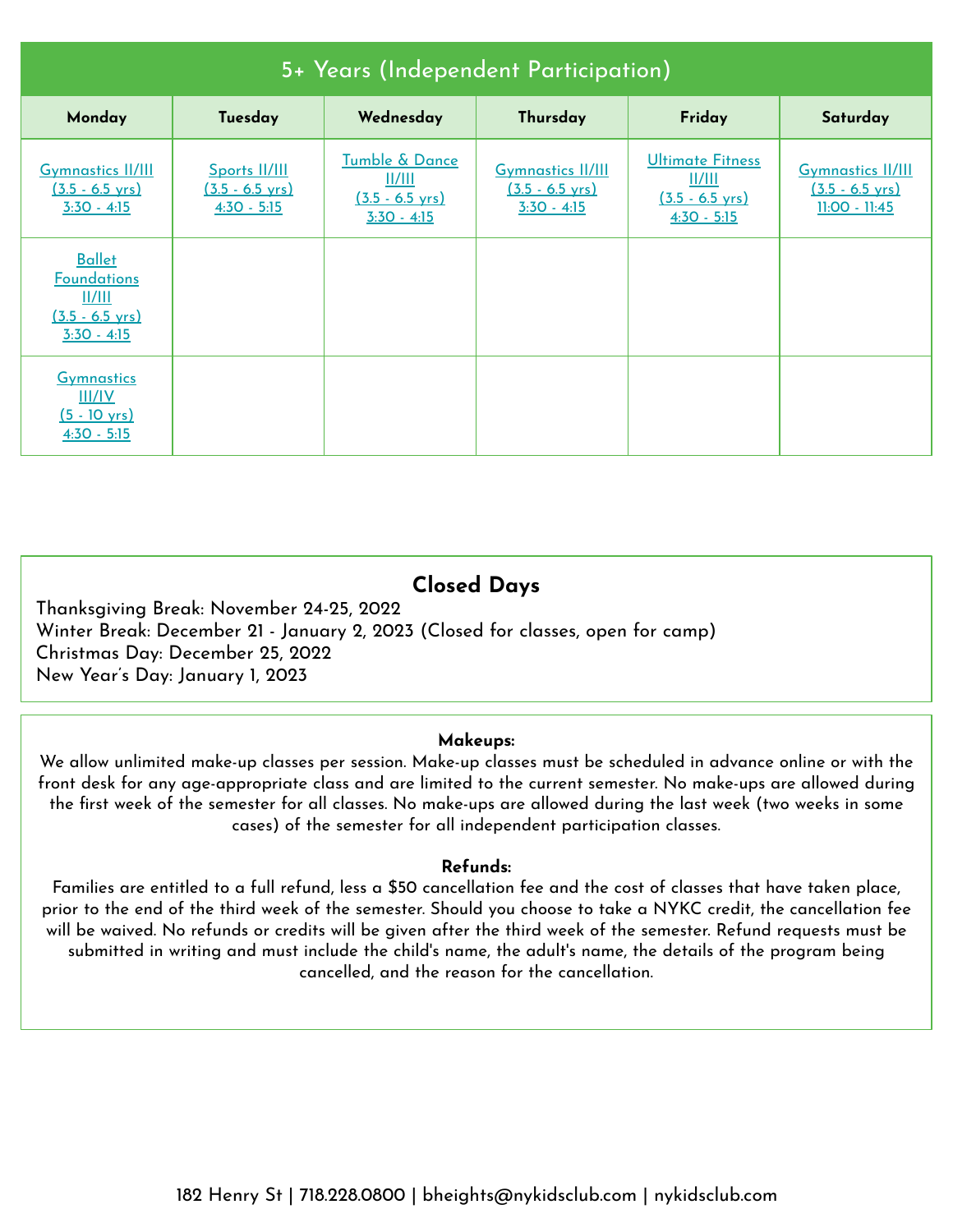| 5+ Years (Independent Participation) | | | | | |
|---|---|---|---|---|---|
| **Monday** | **Tuesday** | **Wednesday** | **Thursday** | **Friday** | **Saturday** |
| Gymnastics II/III (3.5 - 6.5 yrs) 3:30 - 4:15 | Sports II/III (3.5 - 6.5 yrs) 4:30 - 5:15 | Tumble & Dance II/III (3.5 - 6.5 yrs) 3:30 - 4:15 | Gymnastics II/III (3.5 - 6.5 yrs) 3:30 - 4:15 | Ultimate Fitness II/III (3.5 - 6.5 yrs) 4:30 - 5:15 | Gymnastics II/III (3.5 - 6.5 yrs) 11:00 - 11:45 |
| Ballet Foundations II/III (3.5 - 6.5 yrs) 3:30 - 4:15 | | | | | |
| Gymnastics III/IV (5 - 10 yrs) 4:30 - 5:15 | | | | | |

## Closed Days

Thanksgiving Break: November 24-25, 2022
Winter Break: December 21 - January 2, 2023 (Closed for classes, open for camp)
Christmas Day: December 25, 2022
New Year's Day: January 1, 2023

**Makeups:**

We allow unlimited make-up classes per session. Make-up classes must be scheduled in advance online or with the front desk for any age-appropriate class and are limited to the current semester. No make-ups are allowed during the first week of the semester for all classes. No make-ups are allowed during the last week (two weeks in some cases) of the semester for all independent participation classes.

**Refunds:**

Families are entitled to a full refund, less a $50 cancellation fee and the cost of classes that have taken place, prior to the end of the third week of the semester. Should you choose to take a NYKC credit, the cancellation fee will be waived. No refunds or credits will be given after the third week of the semester. Refund requests must be submitted in writing and must include the child's name, the adult's name, the details of the program being cancelled, and the reason for the cancellation.

182 Henry St | 718.228.0800 | bheights@nykidsclub.com | nykidsclub.com